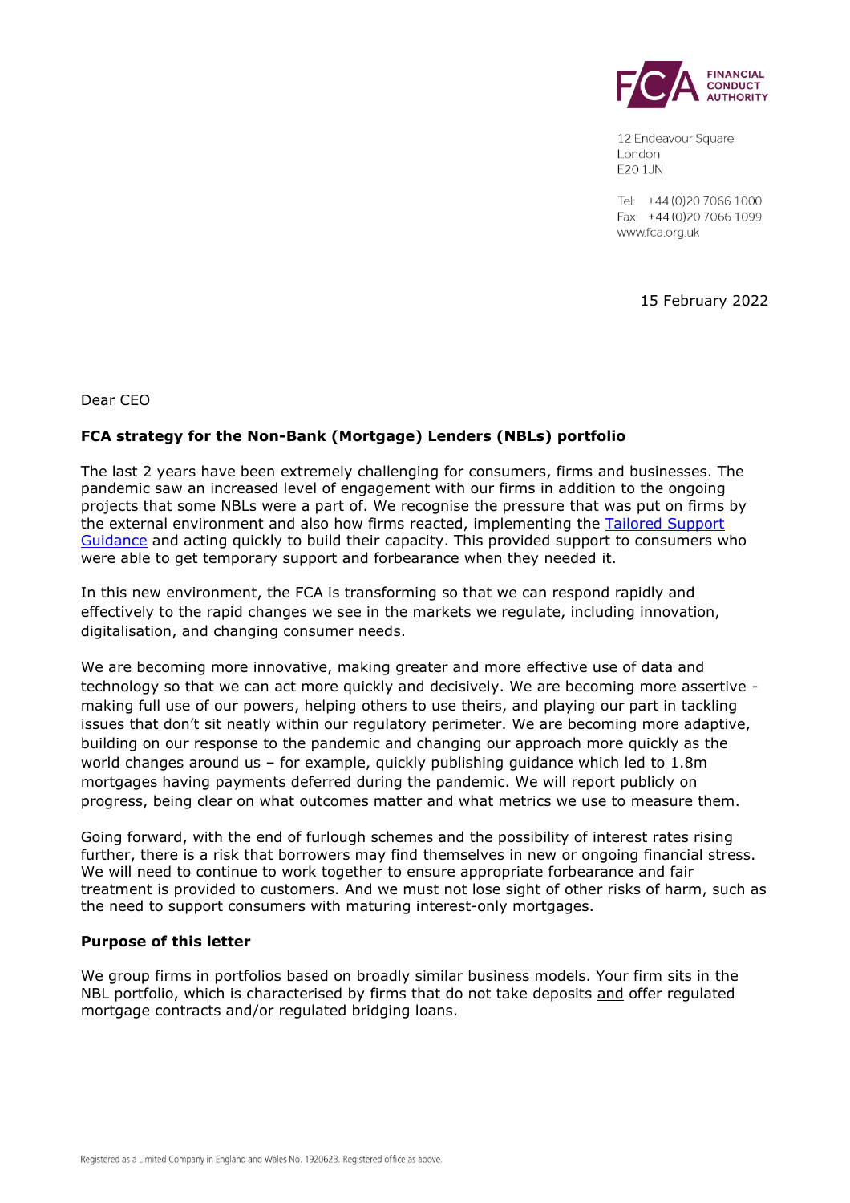FINANCIAL CONDUCT AUTHORITY

12 Endeavour Square
London
E20 1JN

Tel: +44 (0)20 7066 1000
Fax: +44 (0)20 7066 1099
www.fca.org.uk

15 February 2022

Dear CEO

**FCA strategy for the Non-Bank (Mortgage) Lenders (NBLs) portfolio**

The last 2 years have been extremely challenging for consumers, firms and businesses. The pandemic saw an increased level of engagement with our firms in addition to the ongoing projects that some NBLs were a part of. We recognise the pressure that was put on firms by the external environment and also how firms reacted, implementing the Tailored Support Guidance and acting quickly to build their capacity. This provided support to consumers who were able to get temporary support and forbearance when they needed it.

In this new environment, the FCA is transforming so that we can respond rapidly and effectively to the rapid changes we see in the markets we regulate, including innovation, digitalisation, and changing consumer needs.

We are becoming more innovative, making greater and more effective use of data and technology so that we can act more quickly and decisively. We are becoming more assertive - making full use of our powers, helping others to use theirs, and playing our part in tackling issues that don't sit neatly within our regulatory perimeter. We are becoming more adaptive, building on our response to the pandemic and changing our approach more quickly as the world changes around us – for example, quickly publishing guidance which led to 1.8m mortgages having payments deferred during the pandemic. We will report publicly on progress, being clear on what outcomes matter and what metrics we use to measure them.

Going forward, with the end of furlough schemes and the possibility of interest rates rising further, there is a risk that borrowers may find themselves in new or ongoing financial stress. We will need to continue to work together to ensure appropriate forbearance and fair treatment is provided to customers. And we must not lose sight of other risks of harm, such as the need to support consumers with maturing interest-only mortgages.

**Purpose of this letter**

We group firms in portfolios based on broadly similar business models. Your firm sits in the NBL portfolio, which is characterised by firms that do not take deposits and offer regulated mortgage contracts and/or regulated bridging loans.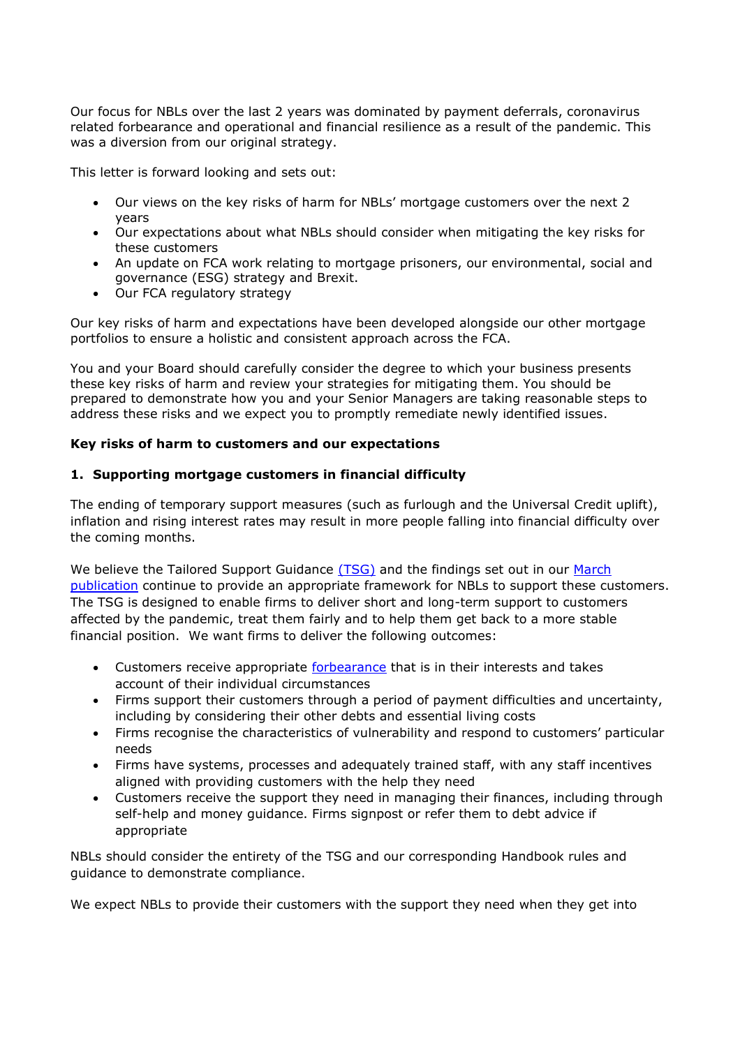Our focus for NBLs over the last 2 years was dominated by payment deferrals, coronavirus related forbearance and operational and financial resilience as a result of the pandemic. This was a diversion from our original strategy.

This letter is forward looking and sets out:

- Our views on the key risks of harm for NBLs' mortgage customers over the next 2 years
- Our expectations about what NBLs should consider when mitigating the key risks for these customers
- An update on FCA work relating to mortgage prisoners, our environmental, social and governance (ESG) strategy and Brexit.
- Our FCA regulatory strategy

Our key risks of harm and expectations have been developed alongside our other mortgage portfolios to ensure a holistic and consistent approach across the FCA.

You and your Board should carefully consider the degree to which your business presents these key risks of harm and review your strategies for mitigating them. You should be prepared to demonstrate how you and your Senior Managers are taking reasonable steps to address these risks and we expect you to promptly remediate newly identified issues.

**Key risks of harm to customers and our expectations**

**1. Supporting mortgage customers in financial difficulty**

The ending of temporary support measures (such as furlough and the Universal Credit uplift), inflation and rising interest rates may result in more people falling into financial difficulty over the coming months.

We believe the Tailored Support Guidance (TSG) and the findings set out in our March publication continue to provide an appropriate framework for NBLs to support these customers. The TSG is designed to enable firms to deliver short and long-term support to customers affected by the pandemic, treat them fairly and to help them get back to a more stable financial position. We want firms to deliver the following outcomes:

- Customers receive appropriate forbearance that is in their interests and takes account of their individual circumstances
- Firms support their customers through a period of payment difficulties and uncertainty, including by considering their other debts and essential living costs
- Firms recognise the characteristics of vulnerability and respond to customers' particular needs
- Firms have systems, processes and adequately trained staff, with any staff incentives aligned with providing customers with the help they need
- Customers receive the support they need in managing their finances, including through self-help and money guidance. Firms signpost or refer them to debt advice if appropriate

NBLs should consider the entirety of the TSG and our corresponding Handbook rules and guidance to demonstrate compliance.

We expect NBLs to provide their customers with the support they need when they get into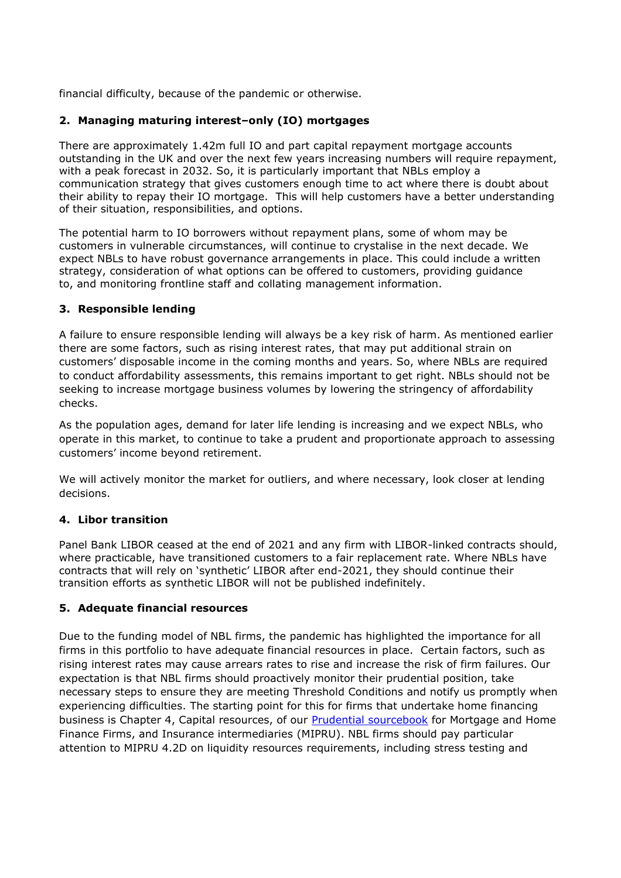financial difficulty, because of the pandemic or otherwise.

### 2. Managing maturing interest–only (IO) mortgages

There are approximately 1.42m full IO and part capital repayment mortgage accounts outstanding in the UK and over the next few years increasing numbers will require repayment, with a peak forecast in 2032. So, it is particularly important that NBLs employ a communication strategy that gives customers enough time to act where there is doubt about their ability to repay their IO mortgage. This will help customers have a better understanding of their situation, responsibilities, and options.

The potential harm to IO borrowers without repayment plans, some of whom may be customers in vulnerable circumstances, will continue to crystalise in the next decade. We expect NBLs to have robust governance arrangements in place. This could include a written strategy, consideration of what options can be offered to customers, providing guidance to, and monitoring frontline staff and collating management information.

### 3. Responsible lending

A failure to ensure responsible lending will always be a key risk of harm. As mentioned earlier there are some factors, such as rising interest rates, that may put additional strain on customers' disposable income in the coming months and years. So, where NBLs are required to conduct affordability assessments, this remains important to get right. NBLs should not be seeking to increase mortgage business volumes by lowering the stringency of affordability checks.

As the population ages, demand for later life lending is increasing and we expect NBLs, who operate in this market, to continue to take a prudent and proportionate approach to assessing customers' income beyond retirement.

We will actively monitor the market for outliers, and where necessary, look closer at lending decisions.

### 4. Libor transition

Panel Bank LIBOR ceased at the end of 2021 and any firm with LIBOR-linked contracts should, where practicable, have transitioned customers to a fair replacement rate. Where NBLs have contracts that will rely on 'synthetic' LIBOR after end-2021, they should continue their transition efforts as synthetic LIBOR will not be published indefinitely.

### 5. Adequate financial resources

Due to the funding model of NBL firms, the pandemic has highlighted the importance for all firms in this portfolio to have adequate financial resources in place. Certain factors, such as rising interest rates may cause arrears rates to rise and increase the risk of firm failures. Our expectation is that NBL firms should proactively monitor their prudential position, take necessary steps to ensure they are meeting Threshold Conditions and notify us promptly when experiencing difficulties. The starting point for this for firms that undertake home financing business is Chapter 4, Capital resources, of our Prudential sourcebook for Mortgage and Home Finance Firms, and Insurance intermediaries (MIPRU). NBL firms should pay particular attention to MIPRU 4.2D on liquidity resources requirements, including stress testing and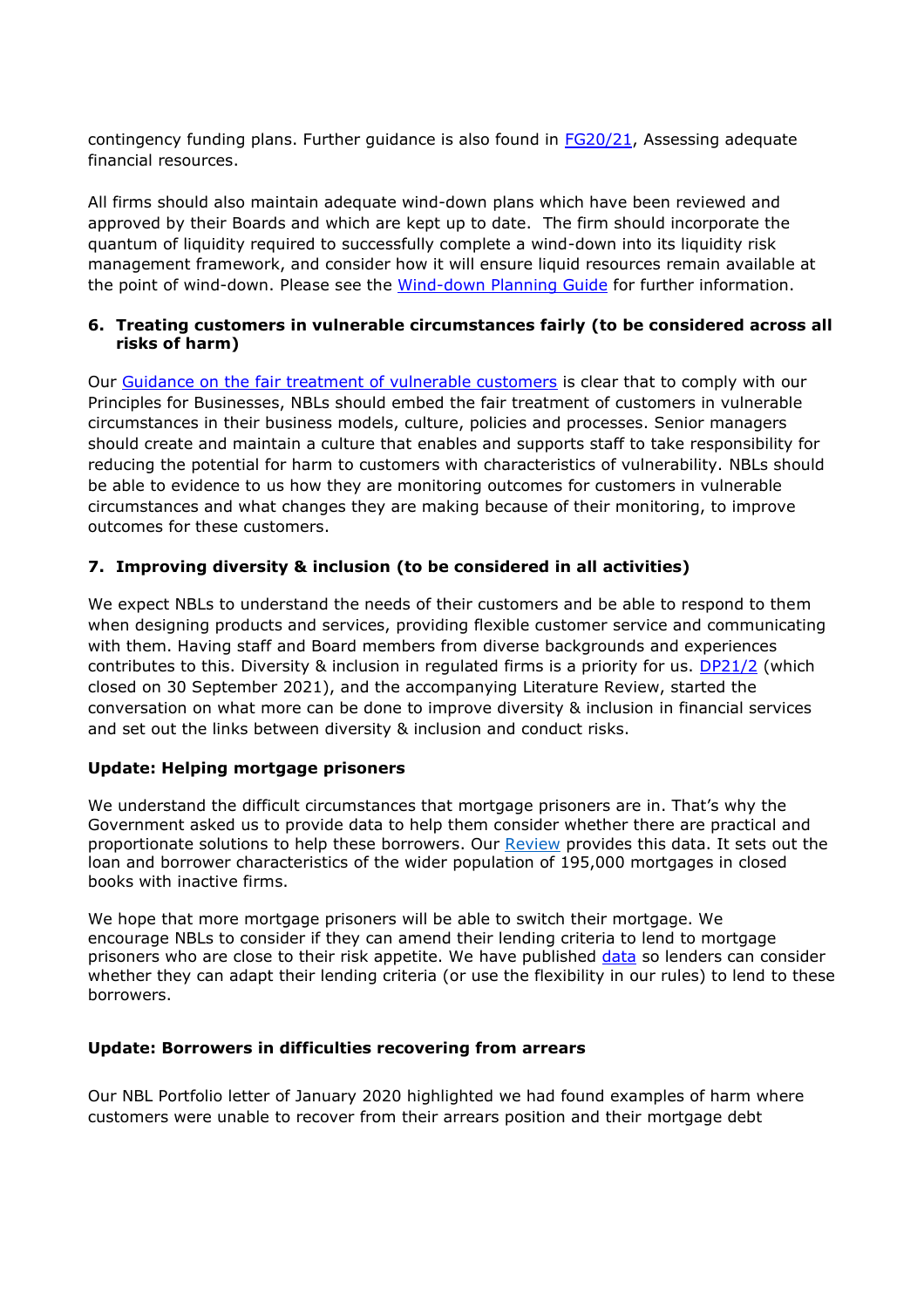contingency funding plans. Further guidance is also found in FG20/21, Assessing adequate financial resources.

All firms should also maintain adequate wind-down plans which have been reviewed and approved by their Boards and which are kept up to date. The firm should incorporate the quantum of liquidity required to successfully complete a wind-down into its liquidity risk management framework, and consider how it will ensure liquid resources remain available at the point of wind-down. Please see the Wind-down Planning Guide for further information.

### 6. Treating customers in vulnerable circumstances fairly (to be considered across all risks of harm)

Our Guidance on the fair treatment of vulnerable customers is clear that to comply with our Principles for Businesses, NBLs should embed the fair treatment of customers in vulnerable circumstances in their business models, culture, policies and processes. Senior managers should create and maintain a culture that enables and supports staff to take responsibility for reducing the potential for harm to customers with characteristics of vulnerability. NBLs should be able to evidence to us how they are monitoring outcomes for customers in vulnerable circumstances and what changes they are making because of their monitoring, to improve outcomes for these customers.

### 7. Improving diversity & inclusion (to be considered in all activities)

We expect NBLs to understand the needs of their customers and be able to respond to them when designing products and services, providing flexible customer service and communicating with them. Having staff and Board members from diverse backgrounds and experiences contributes to this. Diversity & inclusion in regulated firms is a priority for us. DP21/2 (which closed on 30 September 2021), and the accompanying Literature Review, started the conversation on what more can be done to improve diversity & inclusion in financial services and set out the links between diversity & inclusion and conduct risks.

### Update: Helping mortgage prisoners

We understand the difficult circumstances that mortgage prisoners are in. That's why the Government asked us to provide data to help them consider whether there are practical and proportionate solutions to help these borrowers. Our Review provides this data. It sets out the loan and borrower characteristics of the wider population of 195,000 mortgages in closed books with inactive firms.

We hope that more mortgage prisoners will be able to switch their mortgage. We encourage NBLs to consider if they can amend their lending criteria to lend to mortgage prisoners who are close to their risk appetite. We have published data so lenders can consider whether they can adapt their lending criteria (or use the flexibility in our rules) to lend to these borrowers.

### Update: Borrowers in difficulties recovering from arrears

Our NBL Portfolio letter of January 2020 highlighted we had found examples of harm where customers were unable to recover from their arrears position and their mortgage debt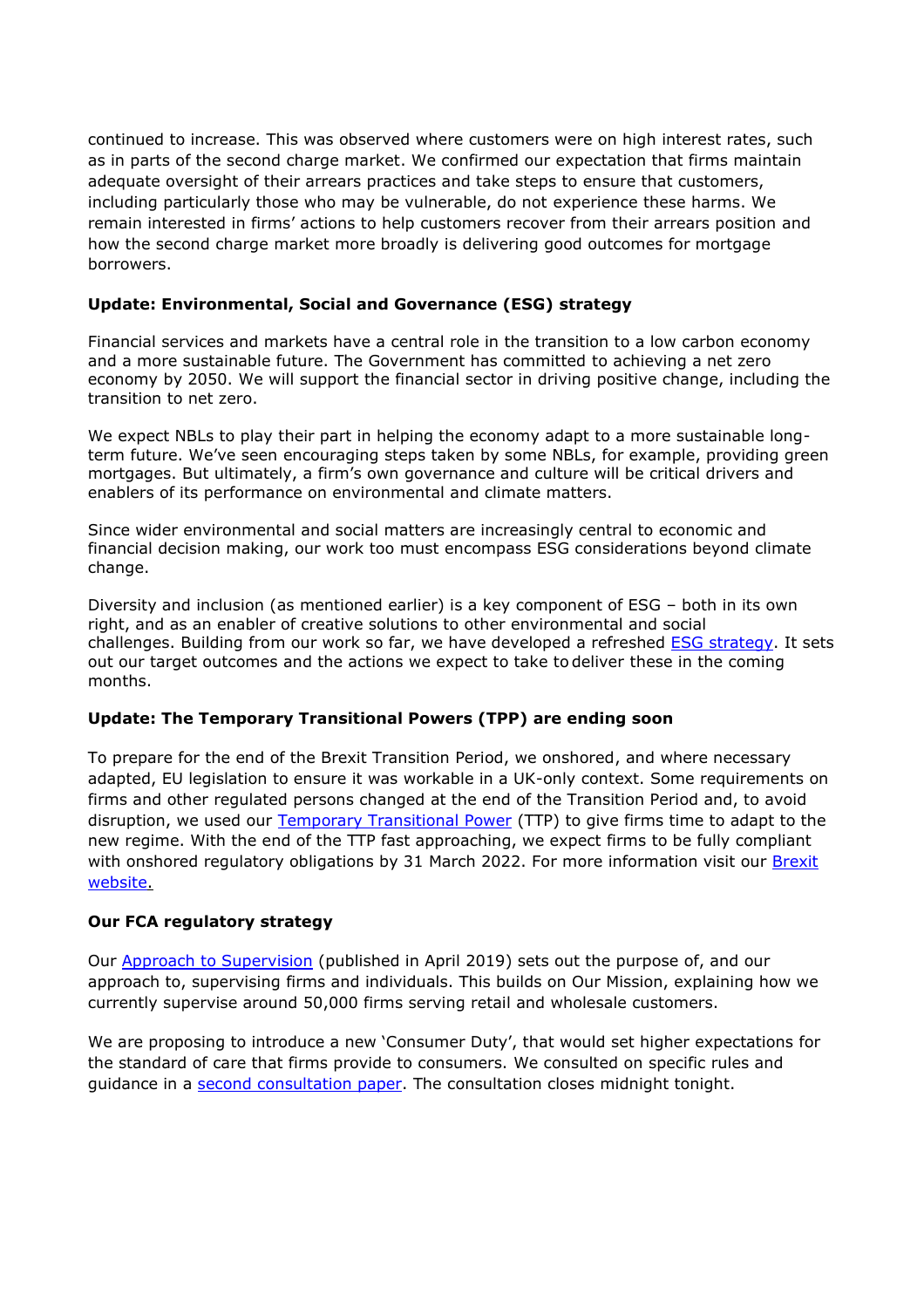continued to increase. This was observed where customers were on high interest rates, such as in parts of the second charge market. We confirmed our expectation that firms maintain adequate oversight of their arrears practices and take steps to ensure that customers, including particularly those who may be vulnerable, do not experience these harms. We remain interested in firms' actions to help customers recover from their arrears position and how the second charge market more broadly is delivering good outcomes for mortgage borrowers.

**Update: Environmental, Social and Governance (ESG) strategy**

Financial services and markets have a central role in the transition to a low carbon economy and a more sustainable future. The Government has committed to achieving a net zero economy by 2050. We will support the financial sector in driving positive change, including the transition to net zero.

We expect NBLs to play their part in helping the economy adapt to a more sustainable long-term future. We've seen encouraging steps taken by some NBLs, for example, providing green mortgages. But ultimately, a firm's own governance and culture will be critical drivers and enablers of its performance on environmental and climate matters.

Since wider environmental and social matters are increasingly central to economic and financial decision making, our work too must encompass ESG considerations beyond climate change.

Diversity and inclusion (as mentioned earlier) is a key component of ESG – both in its own right, and as an enabler of creative solutions to other environmental and social challenges. Building from our work so far, we have developed a refreshed ESG strategy. It sets out our target outcomes and the actions we expect to take to deliver these in the coming months.

**Update: The Temporary Transitional Powers (TPP) are ending soon**

To prepare for the end of the Brexit Transition Period, we onshored, and where necessary adapted, EU legislation to ensure it was workable in a UK-only context. Some requirements on firms and other regulated persons changed at the end of the Transition Period and, to avoid disruption, we used our Temporary Transitional Power (TTP) to give firms time to adapt to the new regime. With the end of the TTP fast approaching, we expect firms to be fully compliant with onshored regulatory obligations by 31 March 2022. For more information visit our Brexit website.

**Our FCA regulatory strategy**

Our Approach to Supervision (published in April 2019) sets out the purpose of, and our approach to, supervising firms and individuals. This builds on Our Mission, explaining how we currently supervise around 50,000 firms serving retail and wholesale customers.

We are proposing to introduce a new 'Consumer Duty', that would set higher expectations for the standard of care that firms provide to consumers. We consulted on specific rules and guidance in a second consultation paper. The consultation closes midnight tonight.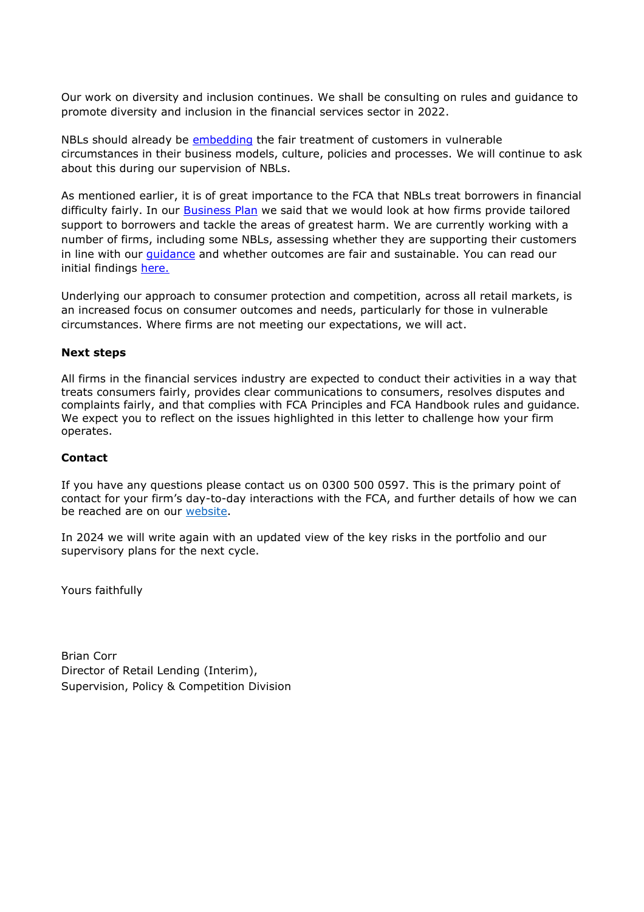Our work on diversity and inclusion continues. We shall be consulting on rules and guidance to promote diversity and inclusion in the financial services sector in 2022.

NBLs should already be embedding the fair treatment of customers in vulnerable circumstances in their business models, culture, policies and processes. We will continue to ask about this during our supervision of NBLs.

As mentioned earlier, it is of great importance to the FCA that NBLs treat borrowers in financial difficulty fairly. In our Business Plan we said that we would look at how firms provide tailored support to borrowers and tackle the areas of greatest harm. We are currently working with a number of firms, including some NBLs, assessing whether they are supporting their customers in line with our guidance and whether outcomes are fair and sustainable. You can read our initial findings here.

Underlying our approach to consumer protection and competition, across all retail markets, is an increased focus on consumer outcomes and needs, particularly for those in vulnerable circumstances. Where firms are not meeting our expectations, we will act.

**Next steps**

All firms in the financial services industry are expected to conduct their activities in a way that treats consumers fairly, provides clear communications to consumers, resolves disputes and complaints fairly, and that complies with FCA Principles and FCA Handbook rules and guidance. We expect you to reflect on the issues highlighted in this letter to challenge how your firm operates.

**Contact**

If you have any questions please contact us on 0300 500 0597. This is the primary point of contact for your firm's day-to-day interactions with the FCA, and further details of how we can be reached are on our website.

In 2024 we will write again with an updated view of the key risks in the portfolio and our supervisory plans for the next cycle.

Yours faithfully

Brian Corr
Director of Retail Lending (Interim),
Supervision, Policy & Competition Division